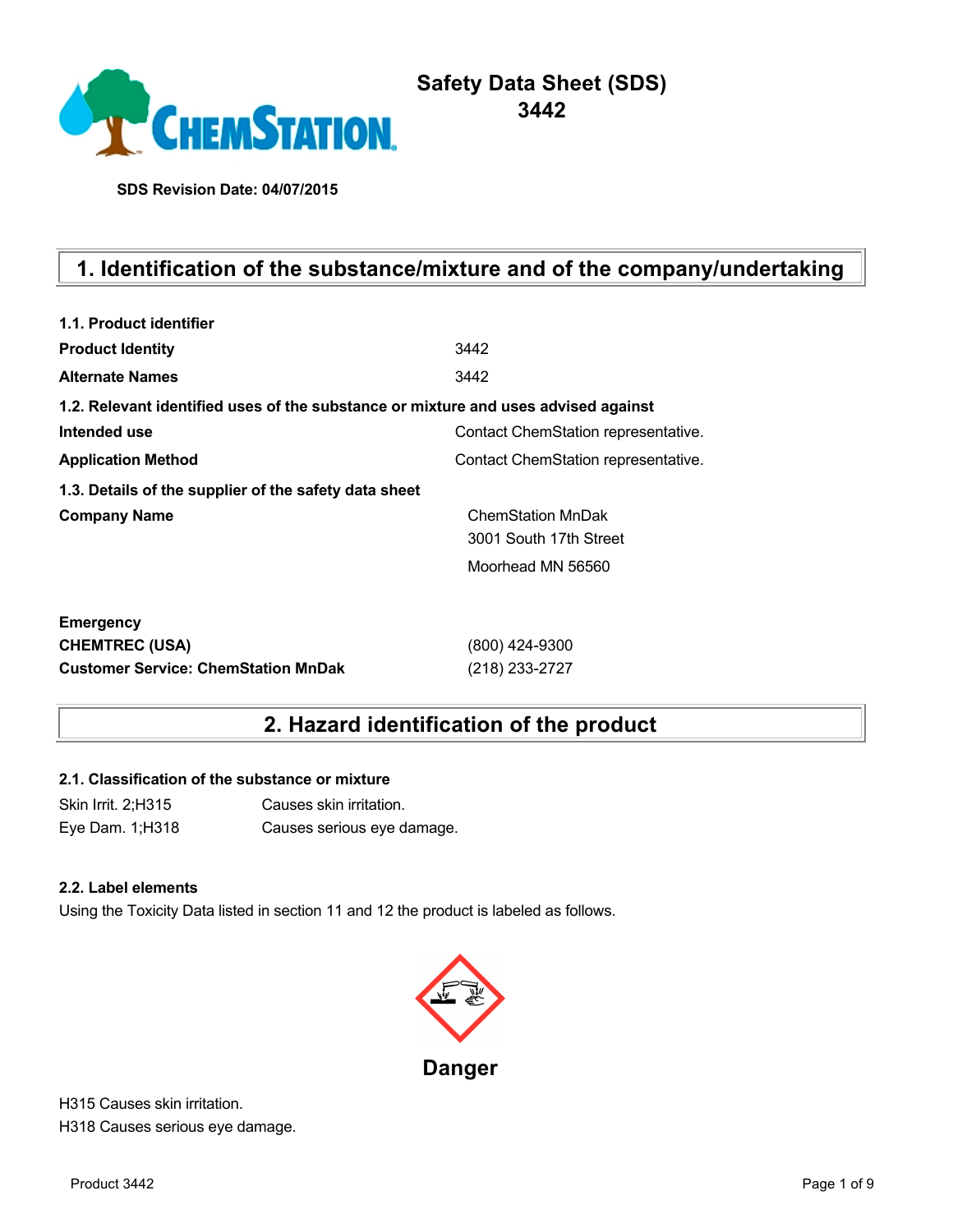# Safety Data Sheet (SDS)
# 3442

**SDS Revision Date: 04/07/2015**

## 1. Identification of the substance/mixture and of the company/undertaking

**1.1. Product identifier**

| | |
|---|---|
| **Product Identity** | 3442 |
| **Alternate Names** | 3442 |

**1.2. Relevant identified uses of the substance or mixture and uses advised against**

| | |
|---|---|
| **Intended use** | Contact ChemStation representative. |
| **Application Method** | Contact ChemStation representative. |

**1.3. Details of the supplier of the safety data sheet**

| | |
|---|---|
| **Company Name** | ChemStation MnDak<br>3001 South 17th Street<br>Moorhead MN 56560 |

| | |
|---|---|
| **Emergency** | |
| **CHEMTREC (USA)** | (800) 424-9300 |
| **Customer Service: ChemStation MnDak** | (218) 233-2727 |

## 2. Hazard identification of the product

**2.1. Classification of the substance or mixture**

| | |
|---|---|
| Skin Irrit. 2;H315 | Causes skin irritation. |
| Eye Dam. 1;H318 | Causes serious eye damage. |

**2.2. Label elements**

Using the Toxicity Data listed in section 11 and 12 the product is labeled as follows.

**Danger**

H315 Causes skin irritation.
H318 Causes serious eye damage.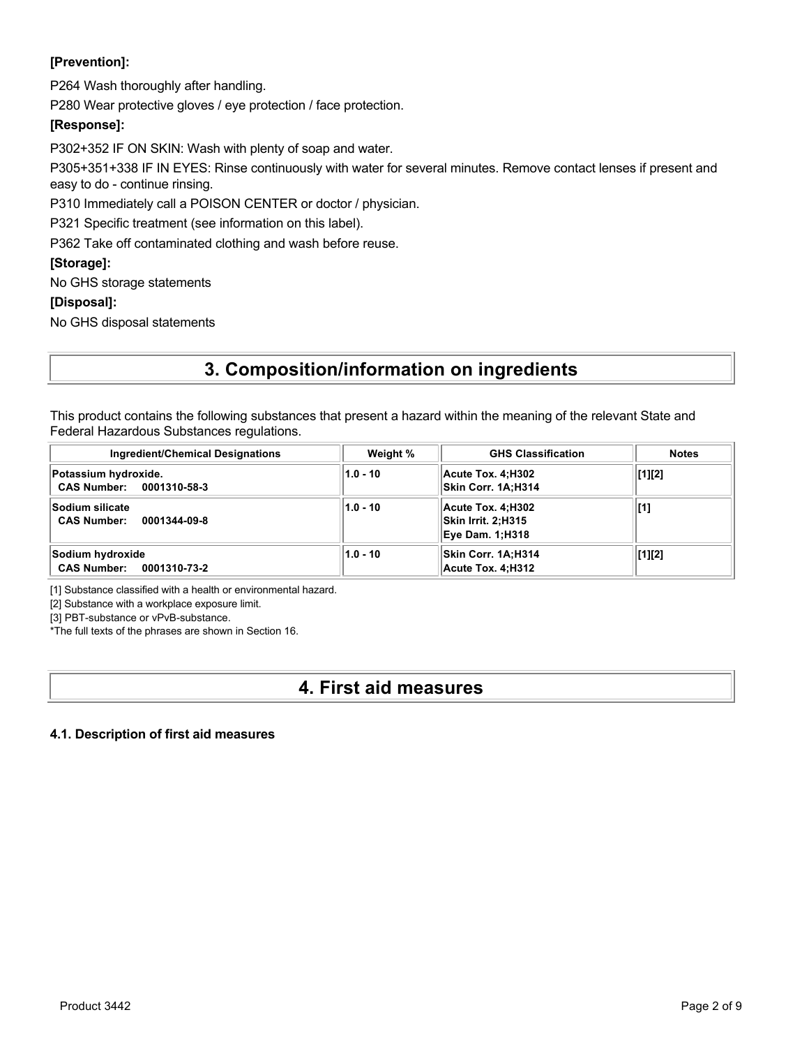**[Prevention]:**

P264 Wash thoroughly after handling.

P280 Wear protective gloves / eye protection / face protection.

**[Response]:**

P302+352 IF ON SKIN: Wash with plenty of soap and water.

P305+351+338 IF IN EYES: Rinse continuously with water for several minutes. Remove contact lenses if present and easy to do - continue rinsing.

P310 Immediately call a POISON CENTER or doctor / physician.

P321 Specific treatment (see information on this label).

P362 Take off contaminated clothing and wash before reuse.

**[Storage]:**

No GHS storage statements

**[Disposal]:**

No GHS disposal statements

# 3. Composition/information on ingredients

This product contains the following substances that present a hazard within the meaning of the relevant State and Federal Hazardous Substances regulations.

| Ingredient/Chemical Designations | Weight % | GHS Classification | Notes |
|---|---|---|---|
| **Potassium hydroxide.**<br>**CAS Number: 0001310-58-3** | **1.0 - 10** | **Acute Tox. 4;H302**<br>**Skin Corr. 1A;H314** | **[1][2]** |
| **Sodium silicate**<br>**CAS Number: 0001344-09-8** | **1.0 - 10** | **Acute Tox. 4;H302**<br>**Skin Irrit. 2;H315**<br>**Eye Dam. 1;H318** | **[1]** |
| **Sodium hydroxide**<br>**CAS Number: 0001310-73-2** | **1.0 - 10** | **Skin Corr. 1A;H314**<br>**Acute Tox. 4;H312** | **[1][2]** |

[1] Substance classified with a health or environmental hazard.

[2] Substance with a workplace exposure limit.

[3] PBT-substance or vPvB-substance.

*The full texts of the phrases are shown in Section 16.

# 4. First aid measures

### 4.1. Description of first aid measures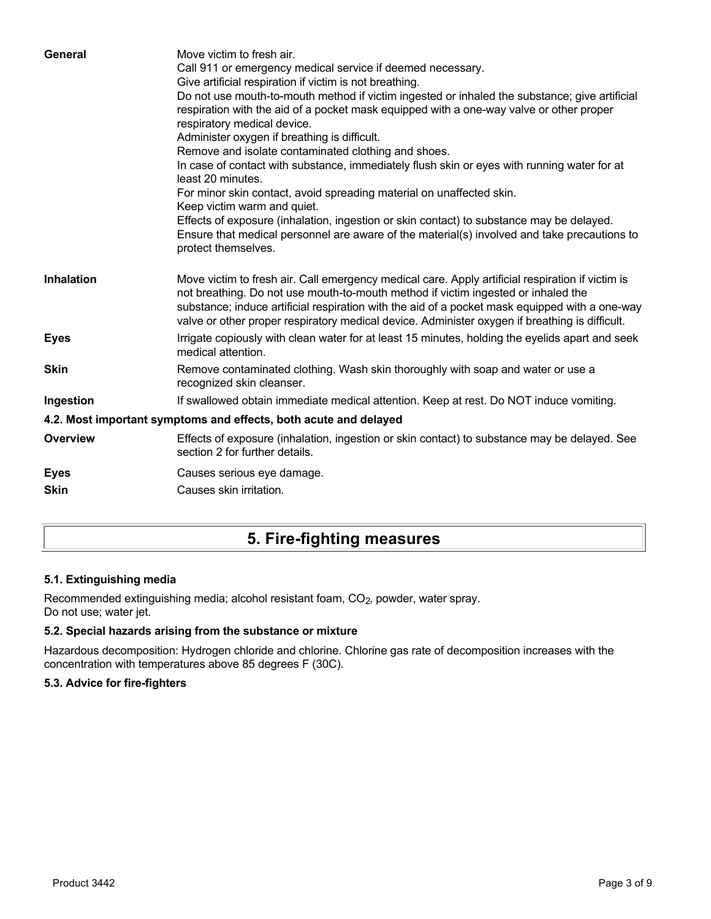| | |
|---|---|
| **General** | Move victim to fresh air.<br>Call 911 or emergency medical service if deemed necessary.<br>Give artificial respiration if victim is not breathing.<br>Do not use mouth-to-mouth method if victim ingested or inhaled the substance; give artificial respiration with the aid of a pocket mask equipped with a one-way valve or other proper respiratory medical device.<br>Administer oxygen if breathing is difficult.<br>Remove and isolate contaminated clothing and shoes.<br>In case of contact with substance, immediately flush skin or eyes with running water for at least 20 minutes.<br>For minor skin contact, avoid spreading material on unaffected skin.<br>Keep victim warm and quiet.<br>Effects of exposure (inhalation, ingestion or skin contact) to substance may be delayed.<br>Ensure that medical personnel are aware of the material(s) involved and take precautions to protect themselves. |
| **Inhalation** | Move victim to fresh air. Call emergency medical care. Apply artificial respiration if victim is not breathing. Do not use mouth-to-mouth method if victim ingested or inhaled the substance; induce artificial respiration with the aid of a pocket mask equipped with a one-way valve or other proper respiratory medical device. Administer oxygen if breathing is difficult. |
| **Eyes** | Irrigate copiously with clean water for at least 15 minutes, holding the eyelids apart and seek medical attention. |
| **Skin** | Remove contaminated clothing. Wash skin thoroughly with soap and water or use a recognized skin cleanser. |
| **Ingestion** | If swallowed obtain immediate medical attention. Keep at rest. Do NOT induce vomiting. |

### 4.2. Most important symptoms and effects, both acute and delayed

| | |
|---|---|
| **Overview** | Effects of exposure (inhalation, ingestion or skin contact) to substance may be delayed. See section 2 for further details. |
| **Eyes** | Causes serious eye damage. |
| **Skin** | Causes skin irritation. |

## 5. Fire-fighting measures

### 5.1. Extinguishing media

Recommended extinguishing media; alcohol resistant foam, $CO_2$, powder, water spray.
Do not use; water jet.

### 5.2. Special hazards arising from the substance or mixture

Hazardous decomposition: Hydrogen chloride and chlorine. Chlorine gas rate of decomposition increases with the concentration with temperatures above 85 degrees F (30C).

### 5.3. Advice for fire-fighters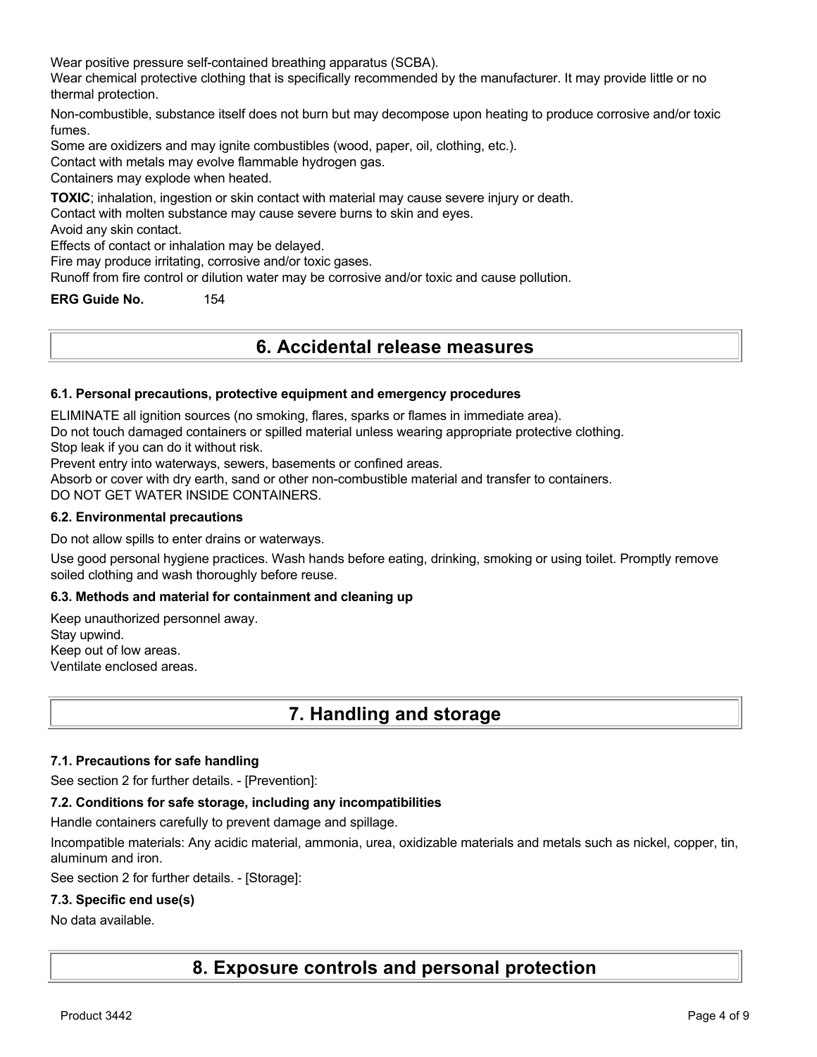Wear positive pressure self-contained breathing apparatus (SCBA).

Wear chemical protective clothing that is specifically recommended by the manufacturer. It may provide little or no thermal protection.

Non-combustible, substance itself does not burn but may decompose upon heating to produce corrosive and/or toxic fumes.

Some are oxidizers and may ignite combustibles (wood, paper, oil, clothing, etc.).

Contact with metals may evolve flammable hydrogen gas.

Containers may explode when heated.

**TOXIC**; inhalation, ingestion or skin contact with material may cause severe injury or death.

Contact with molten substance may cause severe burns to skin and eyes.

Avoid any skin contact.

Effects of contact or inhalation may be delayed.

Fire may produce irritating, corrosive and/or toxic gases.

Runoff from fire control or dilution water may be corrosive and/or toxic and cause pollution.

**ERG Guide No.** 154

# 6. Accidental release measures

### 6.1. Personal precautions, protective equipment and emergency procedures

ELIMINATE all ignition sources (no smoking, flares, sparks or flames in immediate area).

Do not touch damaged containers or spilled material unless wearing appropriate protective clothing.

Stop leak if you can do it without risk.

Prevent entry into waterways, sewers, basements or confined areas.

Absorb or cover with dry earth, sand or other non-combustible material and transfer to containers.

DO NOT GET WATER INSIDE CONTAINERS.

### 6.2. Environmental precautions

Do not allow spills to enter drains or waterways.

Use good personal hygiene practices. Wash hands before eating, drinking, smoking or using toilet. Promptly remove soiled clothing and wash thoroughly before reuse.

### 6.3. Methods and material for containment and cleaning up

Keep unauthorized personnel away.

Stay upwind.

Keep out of low areas.

Ventilate enclosed areas.

# 7. Handling and storage

### 7.1. Precautions for safe handling

See section 2 for further details. - [Prevention]:

### 7.2. Conditions for safe storage, including any incompatibilities

Handle containers carefully to prevent damage and spillage.

Incompatible materials: Any acidic material, ammonia, urea, oxidizable materials and metals such as nickel, copper, tin, aluminum and iron.

See section 2 for further details. - [Storage]:

### 7.3. Specific end use(s)

No data available.

# 8. Exposure controls and personal protection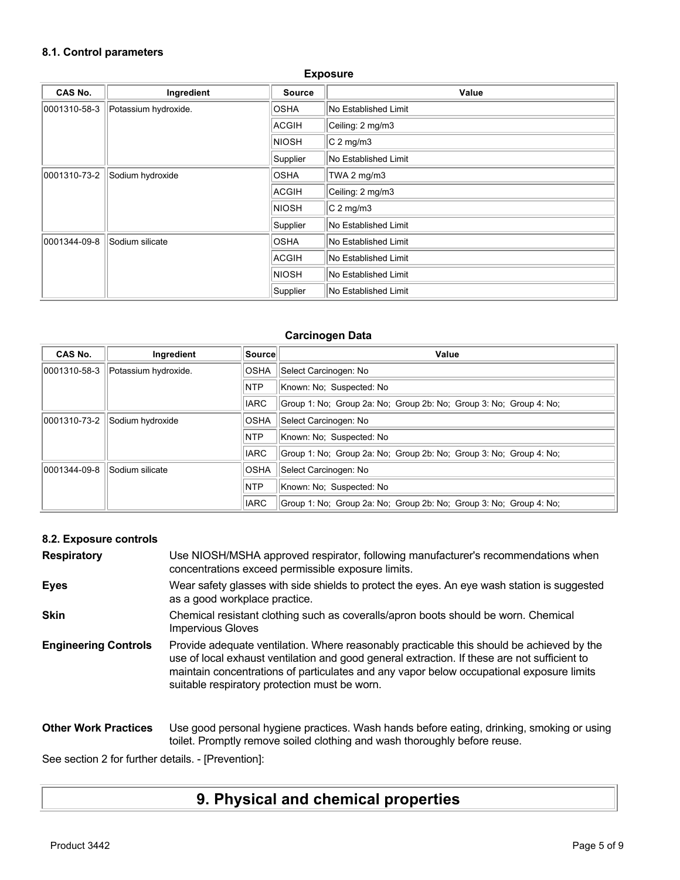### 8.1. Control parameters

**Exposure**

| CAS No. | Ingredient | Source | Value |
|---|---|---|---|
| 0001310-58-3 | Potassium hydroxide. | OSHA | No Established Limit |
| | | ACGIH | Ceiling: 2 mg/m3 |
| | | NIOSH | C 2 mg/m3 |
| | | Supplier | No Established Limit |
| 0001310-73-2 | Sodium hydroxide | OSHA | TWA 2 mg/m3 |
| | | ACGIH | Ceiling: 2 mg/m3 |
| | | NIOSH | C 2 mg/m3 |
| | | Supplier | No Established Limit |
| 0001344-09-8 | Sodium silicate | OSHA | No Established Limit |
| | | ACGIH | No Established Limit |
| | | NIOSH | No Established Limit |
| | | Supplier | No Established Limit |

**Carcinogen Data**

| CAS No. | Ingredient | Source | Value |
|---|---|---|---|
| 0001310-58-3 | Potassium hydroxide. | OSHA | Select Carcinogen: No |
| | | NTP | Known: No; Suspected: No |
| | | IARC | Group 1: No; Group 2a: No; Group 2b: No; Group 3: No; Group 4: No; |
| 0001310-73-2 | Sodium hydroxide | OSHA | Select Carcinogen: No |
| | | NTP | Known: No; Suspected: No |
| | | IARC | Group 1: No; Group 2a: No; Group 2b: No; Group 3: No; Group 4: No; |
| 0001344-09-8 | Sodium silicate | OSHA | Select Carcinogen: No |
| | | NTP | Known: No; Suspected: No |
| | | IARC | Group 1: No; Group 2a: No; Group 2b: No; Group 3: No; Group 4: No; |

### 8.2. Exposure controls

**Respiratory** Use NIOSH/MSHA approved respirator, following manufacturer's recommendations when concentrations exceed permissible exposure limits.

**Eyes** Wear safety glasses with side shields to protect the eyes. An eye wash station is suggested as a good workplace practice.

**Skin** Chemical resistant clothing such as coveralls/apron boots should be worn. Chemical Impervious Gloves

**Engineering Controls** Provide adequate ventilation. Where reasonably practicable this should be achieved by the use of local exhaust ventilation and good general extraction. If these are not sufficient to maintain concentrations of particulates and any vapor below occupational exposure limits suitable respiratory protection must be worn.

**Other Work Practices** Use good personal hygiene practices. Wash hands before eating, drinking, smoking or using toilet. Promptly remove soiled clothing and wash thoroughly before reuse.

See section 2 for further details. - [Prevention]:

# 9. Physical and chemical properties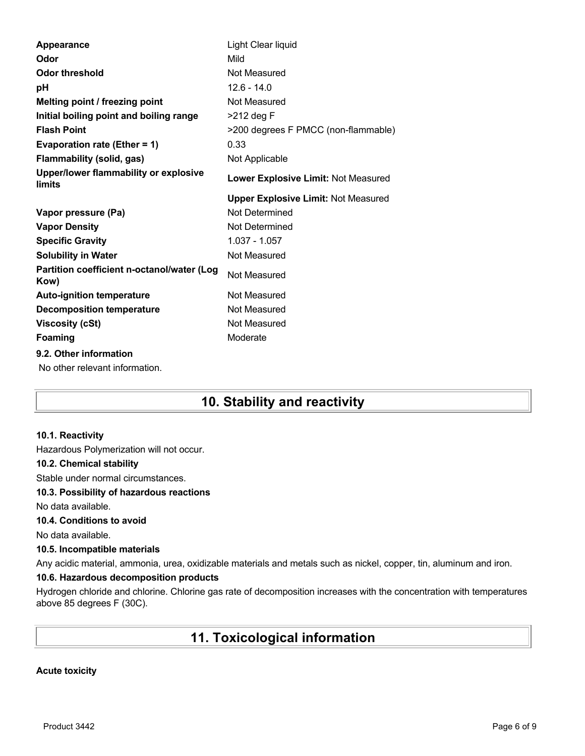| | |
|---|---|
| **Appearance** | Light Clear liquid |
| **Odor** | Mild |
| **Odor threshold** | Not Measured |
| **pH** | 12.6 - 14.0 |
| **Melting point / freezing point** | Not Measured |
| **Initial boiling point and boiling range** | >212 deg F |
| **Flash Point** | >200 degrees F PMCC (non-flammable) |
| **Evaporation rate (Ether = 1)** | 0.33 |
| **Flammability (solid, gas)** | Not Applicable |
| **Upper/lower flammability or explosive limits** | **Lower Explosive Limit:** Not Measured |
| | **Upper Explosive Limit:** Not Measured |
| **Vapor pressure (Pa)** | Not Determined |
| **Vapor Density** | Not Determined |
| **Specific Gravity** | 1.037 - 1.057 |
| **Solubility in Water** | Not Measured |
| **Partition coefficient n-octanol/water (Log Kow)** | Not Measured |
| **Auto-ignition temperature** | Not Measured |
| **Decomposition temperature** | Not Measured |
| **Viscosity (cSt)** | Not Measured |
| **Foaming** | Moderate |

**9.2. Other information**

No other relevant information.

# 10. Stability and reactivity

**10.1. Reactivity**

Hazardous Polymerization will not occur.

**10.2. Chemical stability**

Stable under normal circumstances.

**10.3. Possibility of hazardous reactions**

No data available.

**10.4. Conditions to avoid**

No data available.

**10.5. Incompatible materials**

Any acidic material, ammonia, urea, oxidizable materials and metals such as nickel, copper, tin, aluminum and iron.

**10.6. Hazardous decomposition products**

Hydrogen chloride and chlorine. Chlorine gas rate of decomposition increases with the concentration with temperatures above 85 degrees F (30C).

# 11. Toxicological information

**Acute toxicity**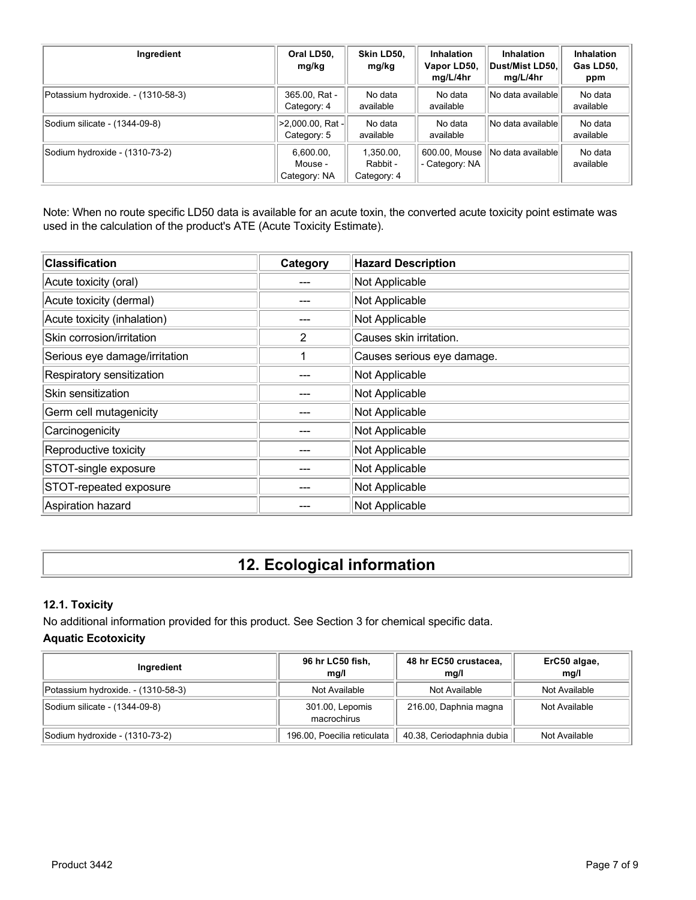| Ingredient | Oral LD50, mg/kg | Skin LD50, mg/kg | Inhalation Vapor LD50, mg/L/4hr | Inhalation Dust/Mist LD50, mg/L/4hr | Inhalation Gas LD50, ppm |
|---|---|---|---|---|---|
| Potassium hydroxide. - (1310-58-3) | 365.00, Rat - Category: 4 | No data available | No data available | No data available | No data available |
| Sodium silicate - (1344-09-8) | >2,000.00, Rat - Category: 5 | No data available | No data available | No data available | No data available |
| Sodium hydroxide - (1310-73-2) | 6,600.00, Mouse - Category: NA | 1,350.00, Rabbit - Category: 4 | 600.00, Mouse - Category: NA | No data available | No data available |

Note: When no route specific LD50 data is available for an acute toxin, the converted acute toxicity point estimate was used in the calculation of the product's ATE (Acute Toxicity Estimate).

| Classification | Category | Hazard Description |
|---|---|---|
| Acute toxicity (oral) | --- | Not Applicable |
| Acute toxicity (dermal) | --- | Not Applicable |
| Acute toxicity (inhalation) | --- | Not Applicable |
| Skin corrosion/irritation | 2 | Causes skin irritation. |
| Serious eye damage/irritation | 1 | Causes serious eye damage. |
| Respiratory sensitization | --- | Not Applicable |
| Skin sensitization | --- | Not Applicable |
| Germ cell mutagenicity | --- | Not Applicable |
| Carcinogenicity | --- | Not Applicable |
| Reproductive toxicity | --- | Not Applicable |
| STOT-single exposure | --- | Not Applicable |
| STOT-repeated exposure | --- | Not Applicable |
| Aspiration hazard | --- | Not Applicable |

# 12. Ecological information

### 12.1. Toxicity

No additional information provided for this product. See Section 3 for chemical specific data.

**Aquatic Ecotoxicity**

| Ingredient | 96 hr LC50 fish, mg/l | 48 hr EC50 crustacea, mg/l | ErC50 algae, mg/l |
|---|---|---|---|
| Potassium hydroxide. - (1310-58-3) | Not Available | Not Available | Not Available |
| Sodium silicate - (1344-09-8) | 301.00, Lepomis macrochirus | 216.00, Daphnia magna | Not Available |
| Sodium hydroxide - (1310-73-2) | 196.00, Poecilia reticulata | 40.38, Ceriodaphnia dubia | Not Available |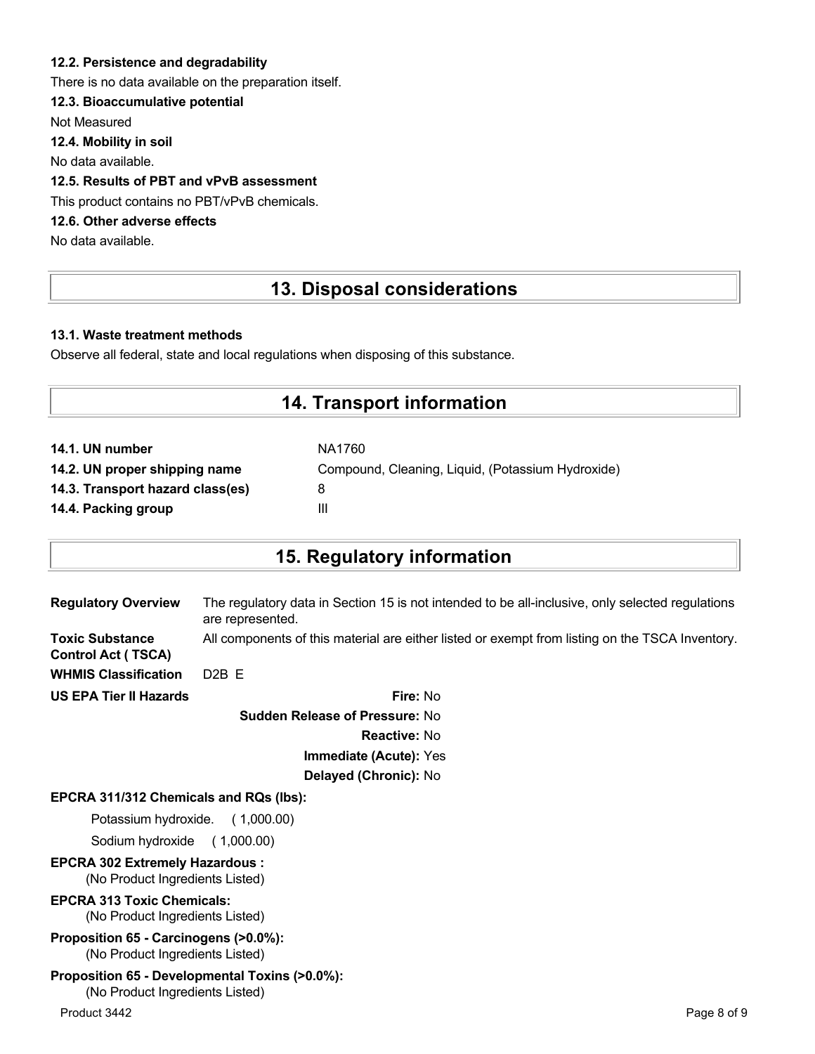### 12.2. Persistence and degradability

There is no data available on the preparation itself.

### 12.3. Bioaccumulative potential

Not Measured

### 12.4. Mobility in soil

No data available.

### 12.5. Results of PBT and vPvB assessment

This product contains no PBT/vPvB chemicals.

### 12.6. Other adverse effects

No data available.

## 13. Disposal considerations

### 13.1. Waste treatment methods

Observe all federal, state and local regulations when disposing of this substance.

## 14. Transport information

| | |
|---|---|
| **14.1. UN number** | NA1760 |
| **14.2. UN proper shipping name** | Compound, Cleaning, Liquid, (Potassium Hydroxide) |
| **14.3. Transport hazard class(es)** | 8 |
| **14.4. Packing group** | III |

## 15. Regulatory information

| | |
|---|---|
| **Regulatory Overview** | The regulatory data in Section 15 is not intended to be all-inclusive, only selected regulations are represented. |
| **Toxic Substance Control Act ( TSCA)** | All components of this material are either listed or exempt from listing on the TSCA Inventory. |
| **WHMIS Classification** | D2B E |

**US EPA Tier II Hazards**

**Fire:** No

**Sudden Release of Pressure:** No

**Reactive:** No

**Immediate (Acute):** Yes

**Delayed (Chronic):** No

**EPCRA 311/312 Chemicals and RQs (lbs):**

Potassium hydroxide. ( 1,000.00)

Sodium hydroxide ( 1,000.00)

**EPCRA 302 Extremely Hazardous :**

(No Product Ingredients Listed)

**EPCRA 313 Toxic Chemicals:**

(No Product Ingredients Listed)

**Proposition 65 - Carcinogens (>0.0%):**

(No Product Ingredients Listed)

**Proposition 65 - Developmental Toxins (>0.0%):**

(No Product Ingredients Listed)

Product 3442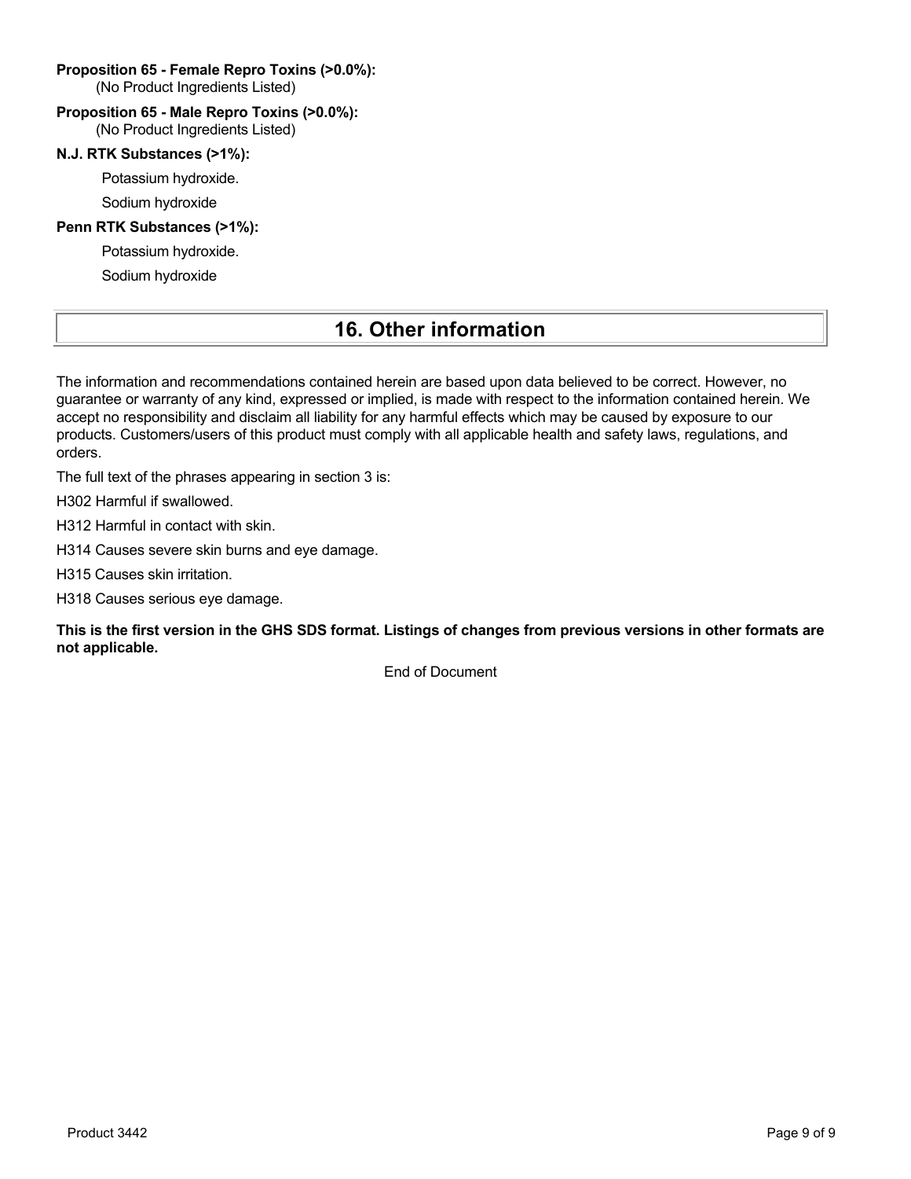**Proposition 65 - Female Repro Toxins (>0.0%):**
(No Product Ingredients Listed)

**Proposition 65 - Male Repro Toxins (>0.0%):**
(No Product Ingredients Listed)

**N.J. RTK Substances (>1%):**

Potassium hydroxide.

Sodium hydroxide

**Penn RTK Substances (>1%):**

Potassium hydroxide.

Sodium hydroxide

## 16. Other information

The information and recommendations contained herein are based upon data believed to be correct. However, no guarantee or warranty of any kind, expressed or implied, is made with respect to the information contained herein. We accept no responsibility and disclaim all liability for any harmful effects which may be caused by exposure to our products. Customers/users of this product must comply with all applicable health and safety laws, regulations, and orders.

The full text of the phrases appearing in section 3 is:

H302 Harmful if swallowed.

H312 Harmful in contact with skin.

H314 Causes severe skin burns and eye damage.

H315 Causes skin irritation.

H318 Causes serious eye damage.

**This is the first version in the GHS SDS format. Listings of changes from previous versions in other formats are not applicable.**

End of Document